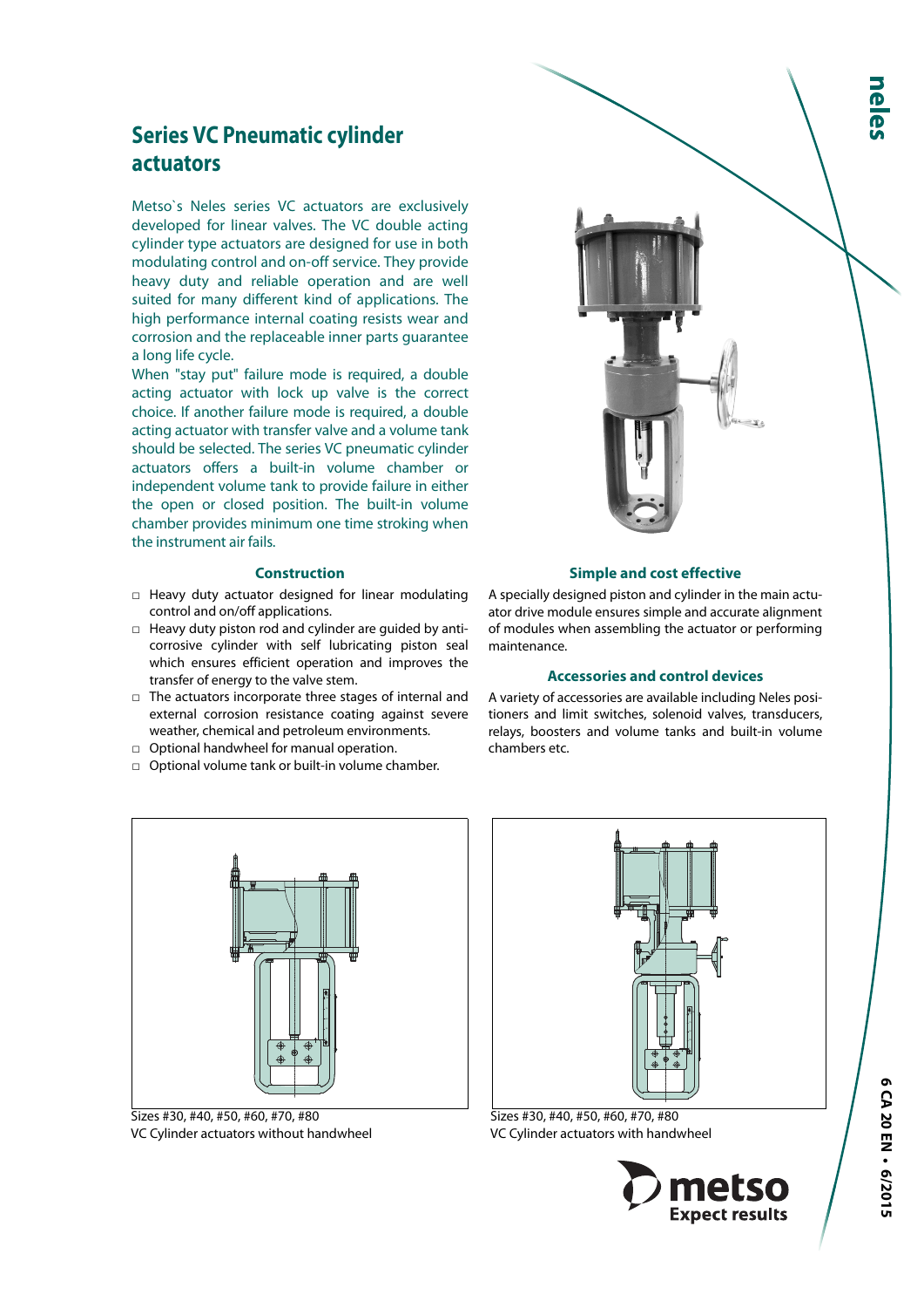# Series VC Pneumatic cylinder actuators

Metso`s Neles series VC actuators are exclusively developed for linear valves. The VC double acting cylinder type actuators are designed for use in both modulating control and on-off service. They provide heavy duty and reliable operation and are well suited for many different kind of applications. The high performance internal coating resists wear and corrosion and the replaceable inner parts guarantee a long life cycle.

When "stay put" failure mode is required, a double acting actuator with lock up valve is the correct choice. If another failure mode is required, a double acting actuator with transfer valve and a volume tank should be selected. The series VC pneumatic cylinder actuators offers a built-in volume chamber or independent volume tank to provide failure in either the open or closed position. The built-in volume chamber provides minimum one time stroking when the instrument air fails.

### Construction

- Heavy duty actuator designed for linear modulating control and on/off applications.
- Heavy duty piston rod and cylinder are guided by anti-corrosive cylinder with self lubricating piston seal which ensures efficient operation and improves the transfer of energy to the valve stem.
- The actuators incorporate three stages of internal and external corrosion resistance coating against severe weather, chemical and petroleum environments.
- Optional handwheel for manual operation.
- Optional volume tank or built-in volume chamber.

### Simple and cost effective

A specially designed piston and cylinder in the main actuator drive module ensures simple and accurate alignment of modules when assembling the actuator or performing maintenance.

### Accessories and control devices

A variety of accessories are available including Neles positioners and limit switches, solenoid valves, transducers, relays, boosters and volume tanks and built-in volume chambers etc.

Sizes #30, #40, #50, #60, #70, #80
VC Cylinder actuators without handwheel

Sizes #30, #40, #50, #60, #70, #80
VC Cylinder actuators with handwheel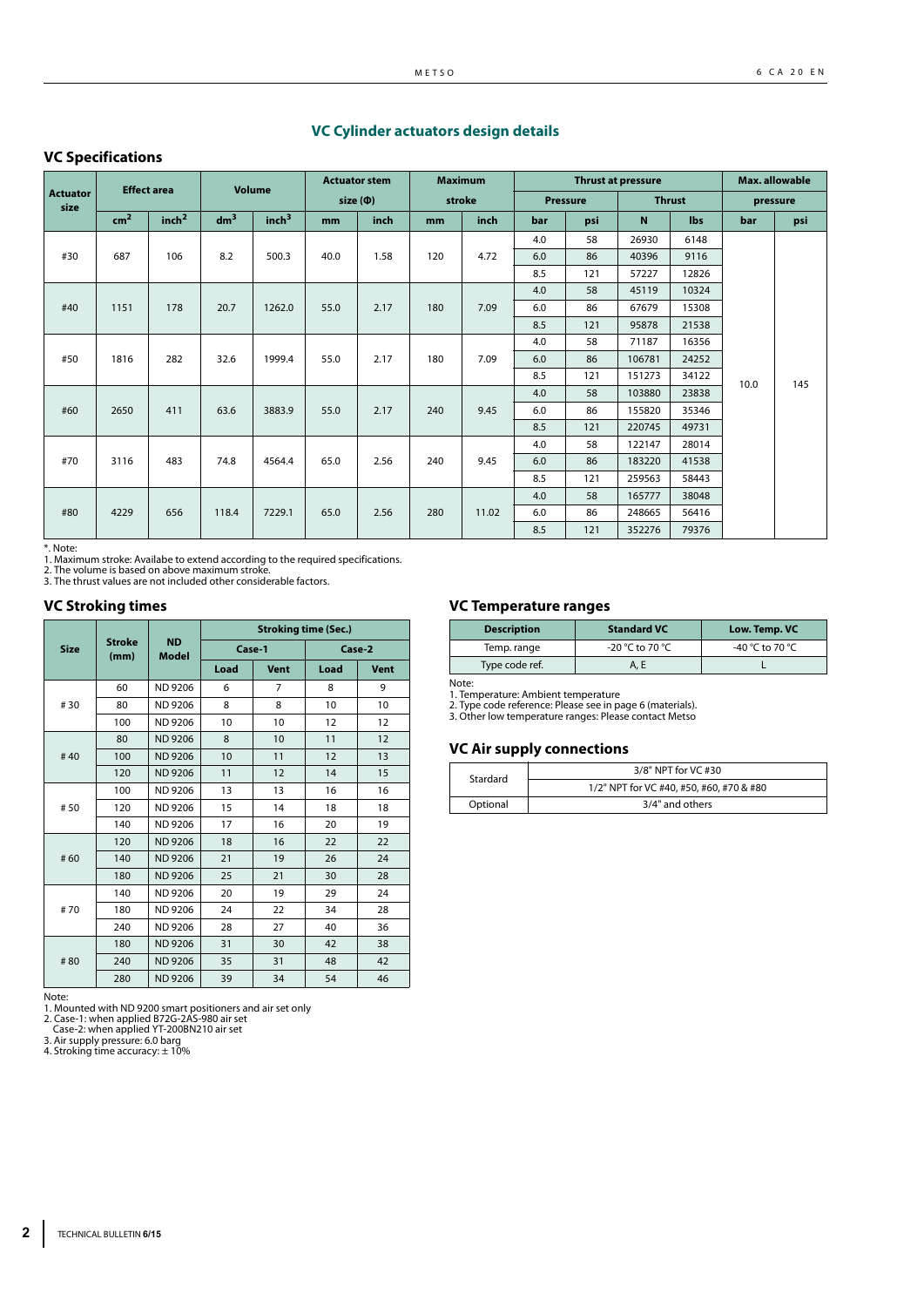## VC Cylinder actuators design details

### VC Specifications

| Actuator size | Effect area | | Volume | | Actuator stem size (Φ) | | Maximum stroke | | Thrust at pressure | | | | Max. allowable pressure | |
|---|---|---|---|---|---|---|---|---|---|---|---|---|---|---|
| | | | | | | | | | Pressure | | Thrust | | | |
| | $cm^2$ | $inch^2$ | $dm^3$ | $inch^3$ | mm | inch | mm | inch | bar | psi | N | lbs | bar | psi |
| #30 | 687 | 106 | 8.2 | 500.3 | 40.0 | 1.58 | 120 | 4.72 | 4.0 | 58 | 26930 | 6148 | 10.0 | 145 |
| | | | | | | | | | 6.0 | 86 | 40396 | 9116 | | |
| | | | | | | | | | 8.5 | 121 | 57227 | 12826 | | |
| #40 | 1151 | 178 | 20.7 | 1262.0 | 55.0 | 2.17 | 180 | 7.09 | 4.0 | 58 | 45119 | 10324 | | |
| | | | | | | | | | 6.0 | 86 | 67679 | 15308 | | |
| | | | | | | | | | 8.5 | 121 | 95878 | 21538 | | |
| #50 | 1816 | 282 | 32.6 | 1999.4 | 55.0 | 2.17 | 180 | 7.09 | 4.0 | 58 | 71187 | 16356 | | |
| | | | | | | | | | 6.0 | 86 | 106781 | 24252 | | |
| | | | | | | | | | 8.5 | 121 | 151273 | 34122 | | |
| #60 | 2650 | 411 | 63.6 | 3883.9 | 55.0 | 2.17 | 240 | 9.45 | 4.0 | 58 | 103880 | 23838 | | |
| | | | | | | | | | 6.0 | 86 | 155820 | 35346 | | |
| | | | | | | | | | 8.5 | 121 | 220745 | 49731 | | |
| #70 | 3116 | 483 | 74.8 | 4564.4 | 65.0 | 2.56 | 240 | 9.45 | 4.0 | 58 | 122147 | 28014 | | |
| | | | | | | | | | 6.0 | 86 | 183220 | 41538 | | |
| | | | | | | | | | 8.5 | 121 | 259563 | 58443 | | |
| #80 | 4229 | 656 | 118.4 | 7229.1 | 65.0 | 2.56 | 280 | 11.02 | 4.0 | 58 | 165777 | 38048 | | |
| | | | | | | | | | 6.0 | 86 | 248665 | 56416 | | |
| | | | | | | | | | 8.5 | 121 | 352276 | 79376 | | |

*. Note:
1. Maximum stroke: Availabe to extend according to the required specifications.
2. The volume is based on above maximum stroke.
3. The thrust values are not included other considerable factors.

### VC Stroking times

| Size | Stroke (mm) | ND Model | Stroking time (Sec.) | | | |
|---|---|---|---|---|---|---|
| | | | Case-1 | | Case-2 | |
| | | | Load | Vent | Load | Vent |
| # 30 | 60 | ND 9206 | 6 | 7 | 8 | 9 |
| | 80 | ND 9206 | 8 | 8 | 10 | 10 |
| | 100 | ND 9206 | 10 | 10 | 12 | 12 |
| # 40 | 80 | ND 9206 | 8 | 10 | 11 | 12 |
| | 100 | ND 9206 | 10 | 11 | 12 | 13 |
| | 120 | ND 9206 | 11 | 12 | 14 | 15 |
| # 50 | 100 | ND 9206 | 13 | 13 | 16 | 16 |
| | 120 | ND 9206 | 15 | 14 | 18 | 18 |
| | 140 | ND 9206 | 17 | 16 | 20 | 19 |
| # 60 | 120 | ND 9206 | 18 | 16 | 22 | 22 |
| | 140 | ND 9206 | 21 | 19 | 26 | 24 |
| | 180 | ND 9206 | 25 | 21 | 30 | 28 |
| # 70 | 140 | ND 9206 | 20 | 19 | 29 | 24 |
| | 180 | ND 9206 | 24 | 22 | 34 | 28 |
| | 240 | ND 9206 | 28 | 27 | 40 | 36 |
| # 80 | 180 | ND 9206 | 31 | 30 | 42 | 38 |
| | 240 | ND 9206 | 35 | 31 | 48 | 42 |
| | 280 | ND 9206 | 39 | 34 | 54 | 46 |

Note:
1. Mounted with ND 9200 smart positioners and air set only
2. Case-1: when applied B72G-2AS-980 air set
   Case-2: when applied YT-200BN210 air set
3. Air supply pressure: 6.0 barg
4. Stroking time accuracy: ± 10%

### VC Temperature ranges

| Description | Standard VC | Low. Temp. VC |
|---|---|---|
| Temp. range | -20 °C to 70 °C | -40 °C to 70 °C |
| Type code ref. | A, E | L |

Note:
1. Temperature: Ambient temperature
2. Type code reference: Please see in page 6 (materials).
3. Other low temperature ranges: Please contact Metso

### VC Air supply connections

| | |
|---|---|
| Stardard | 3/8" NPT for VC #30 |
| | 1/2" NPT for VC #40, #50, #60, #70 & #80 |
| Optional | 3/4" and others |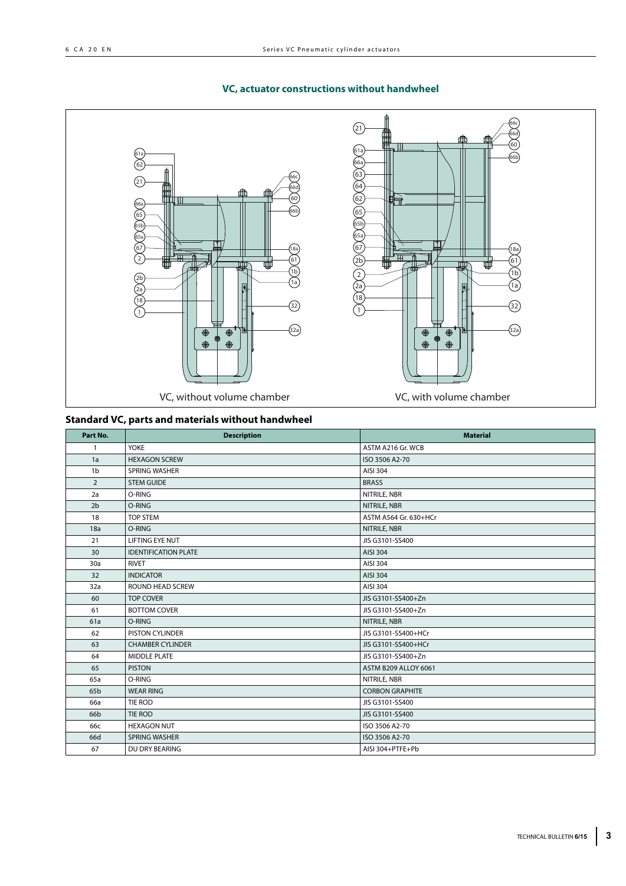## VC, actuator constructions without handwheel

VC, without volume chamber

VC, with volume chamber

### Standard VC, parts and materials without handwheel

| Part No. | Description | Material |
|---|---|---|
| 1 | YOKE | ASTM A216 Gr. WCB |
| 1a | HEXAGON SCREW | ISO 3506 A2-70 |
| 1b | SPRING WASHER | AISI 304 |
| 2 | STEM GUIDE | BRASS |
| 2a | O-RING | NITRILE, NBR |
| 2b | O-RING | NITRILE, NBR |
| 18 | TOP STEM | ASTM A564 Gr. 630+HCr |
| 18a | O-RING | NITRILE, NBR |
| 21 | LIFTING EYE NUT | JIS G3101-SS400 |
| 30 | IDENTIFICATION PLATE | AISI 304 |
| 30a | RIVET | AISI 304 |
| 32 | INDICATOR | AISI 304 |
| 32a | ROUND HEAD SCREW | AISI 304 |
| 60 | TOP COVER | JIS G3101-SS400+Zn |
| 61 | BOTTOM COVER | JIS G3101-SS400+Zn |
| 61a | O-RING | NITRILE, NBR |
| 62 | PISTON CYLINDER | JIS G3101-SS400+HCr |
| 63 | CHAMBER CYLINDER | JIS G3101-SS400+HCr |
| 64 | MIDDLE PLATE | JIS G3101-SS400+Zn |
| 65 | PISTON | ASTM B209 ALLOY 6061 |
| 65a | O-RING | NITRILE, NBR |
| 65b | WEAR RING | CORBON GRAPHITE |
| 66a | TIE ROD | JIS G3101-SS400 |
| 66b | TIE ROD | JIS G3101-SS400 |
| 66c | HEXAGON NUT | ISO 3506 A2-70 |
| 66d | SPRING WASHER | ISO 3506 A2-70 |
| 67 | DU DRY BEARING | AISI 304+PTFE+Pb |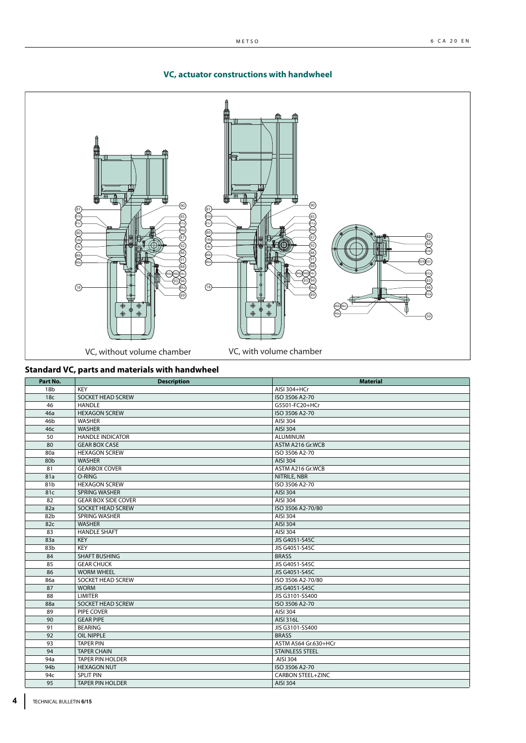## VC, actuator constructions with handwheel

VC, without volume chamber

VC, with volume chamber

## Standard VC, parts and materials with handwheel

| Part No. | Description | Material |
|---|---|---|
| 18b | KEY | AISI 304+HCr |
| 18c | SOCKET HEAD SCREW | ISO 3506 A2-70 |
| 46 | HANDLE | G5501-FC20+HCr |
| 46a | HEXAGON SCREW | ISO 3506 A2-70 |
| 46b | WASHER | AISI 304 |
| 46c | WASHER | AISI 304 |
| 50 | HANDLE INDICATOR | ALUMINUM |
| 80 | GEAR BOX CASE | ASTM A216 Gr.WCB |
| 80a | HEXAGON SCREW | ISO 3506 A2-70 |
| 80b | WASHER | AISI 304 |
| 81 | GEARBOX COVER | ASTM A216 Gr.WCB |
| 81a | O-RING | NITRILE, NBR |
| 81b | HEXAGON SCREW | ISO 3506 A2-70 |
| 81c | SPRING WASHER | AISI 304 |
| 82 | GEAR BOX SIDE COVER | AISI 304 |
| 82a | SOCKET HEAD SCREW | ISO 3506 A2-70/80 |
| 82b | SPRING WASHER | AISI 304 |
| 82c | WASHER | AISI 304 |
| 83 | HANDLE SHAFT | AISI 304 |
| 83a | KEY | JIS G4051-S45C |
| 83b | KEY | JIS G4051-S45C |
| 84 | SHAFT BUSHING | BRASS |
| 85 | GEAR CHUCK | JIS G4051-S45C |
| 86 | WORM WHEEL | JIS G4051-S45C |
| 86a | SOCKET HEAD SCREW | ISO 3506 A2-70/80 |
| 87 | WORM | JIS G4051-S45C |
| 88 | LIMITER | JIS G3101-SS400 |
| 88a | SOCKET HEAD SCREW | ISO 3506 A2-70 |
| 89 | PIPE COVER | AISI 304 |
| 90 | GEAR PIPE | AISI 316L |
| 91 | BEARING | JIS G3101-SS400 |
| 92 | OIL NIPPLE | BRASS |
| 93 | TAPER PIN | ASTM A564 Gr.630+HCr |
| 94 | TAPER CHAIN | STAINLESS STEEL |
| 94a | TAPER PIN HOLDER | AISI 304 |
| 94b | HEXAGON NUT | ISO 3506 A2-70 |
| 94c | SPLIT PIN | CARBON STEEL+ZINC |
| 95 | TAPER PIN HOLDER | AISI 304 |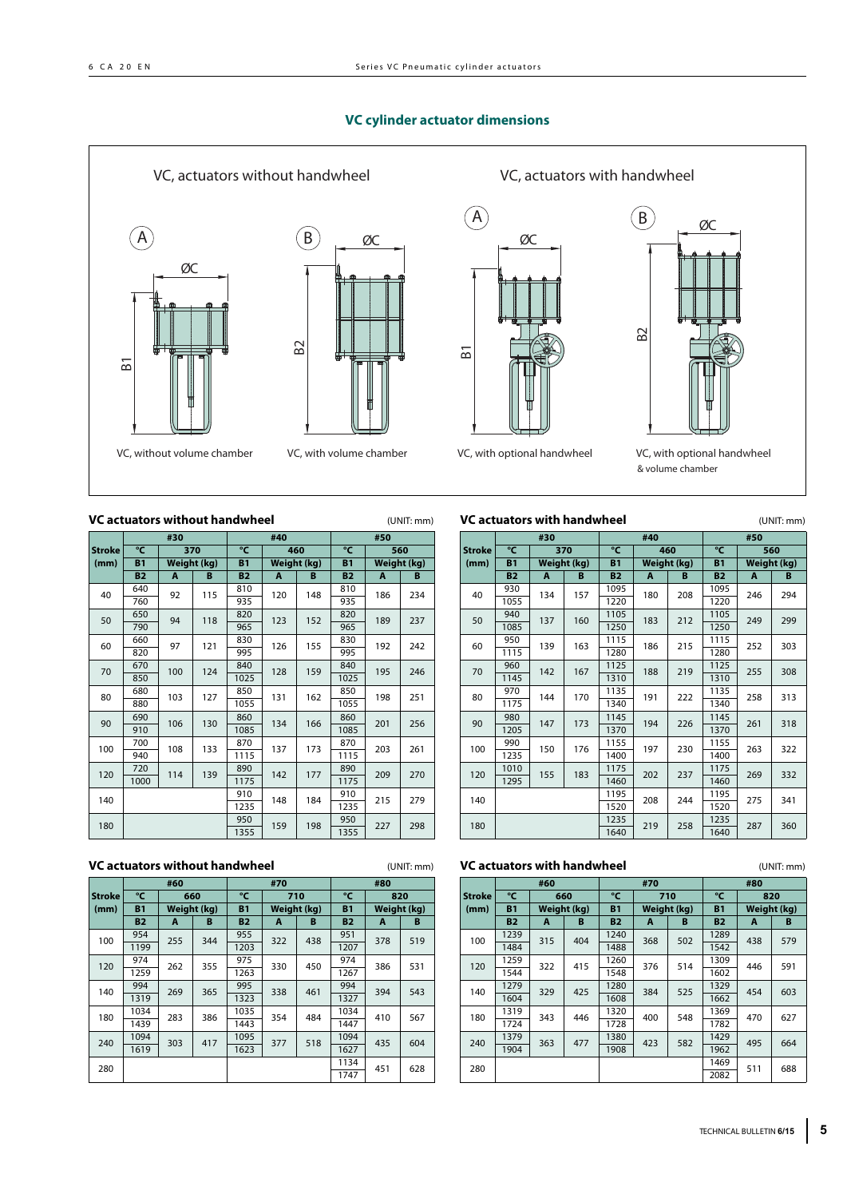## VC cylinder actuator dimensions

VC, actuators without handwheel

VC, actuators with handwheel

A — VC, without volume chamber

B — VC, with volume chamber

A — VC, with optional handwheel

B — VC, with optional handwheel & volume chamber

### VC actuators without handwheel

(UNIT: mm)

| Stroke (mm) | #30 °C B1 | 370 Weight (kg) | | #40 °C B1 | 460 Weight (kg) | | #50 °C B1 | 560 Weight (kg) | |
|---|---|---|---|---|---|---|---|---|---|
| | B2 | A | B | B2 | A | B | B2 | A | B |
| 40 | 640 / 760 | 92 | 115 | 810 / 935 | 120 | 148 | 810 / 935 | 186 | 234 |
| 50 | 650 / 790 | 94 | 118 | 820 / 965 | 123 | 152 | 820 / 965 | 189 | 237 |
| 60 | 660 / 820 | 97 | 121 | 830 / 995 | 126 | 155 | 830 / 995 | 192 | 242 |
| 70 | 670 / 850 | 100 | 124 | 840 / 1025 | 128 | 159 | 840 / 1025 | 195 | 246 |
| 80 | 680 / 880 | 103 | 127 | 850 / 1055 | 131 | 162 | 850 / 1055 | 198 | 251 |
| 90 | 690 / 910 | 106 | 130 | 860 / 1085 | 134 | 166 | 860 / 1085 | 201 | 256 |
| 100 | 700 / 940 | 108 | 133 | 870 / 1115 | 137 | 173 | 870 / 1115 | 203 | 261 |
| 120 | 720 / 1000 | 114 | 139 | 890 / 1175 | 142 | 177 | 890 / 1175 | 209 | 270 |
| 140 | | | | 910 / 1235 | 148 | 184 | 910 / 1235 | 215 | 279 |
| 180 | | | | 950 / 1355 | 159 | 198 | 950 / 1355 | 227 | 298 |

### VC actuators with handwheel

(UNIT: mm)

| Stroke (mm) | #30 °C B1 | 370 Weight (kg) | | #40 °C B1 | 460 Weight (kg) | | #50 °C B1 | 560 Weight (kg) | |
|---|---|---|---|---|---|---|---|---|---|
| | B2 | A | B | B2 | A | B | B2 | A | B |
| 40 | 930 / 1055 | 134 | 157 | 1095 / 1220 | 180 | 208 | 1095 / 1220 | 246 | 294 |
| 50 | 940 / 1085 | 137 | 160 | 1105 / 1250 | 183 | 212 | 1105 / 1250 | 249 | 299 |
| 60 | 950 / 1115 | 139 | 163 | 1115 / 1280 | 186 | 215 | 1115 / 1280 | 252 | 303 |
| 70 | 960 / 1145 | 142 | 167 | 1125 / 1310 | 188 | 219 | 1125 / 1310 | 255 | 308 |
| 80 | 970 / 1175 | 144 | 170 | 1135 / 1340 | 191 | 222 | 1135 / 1340 | 258 | 313 |
| 90 | 980 / 1205 | 147 | 173 | 1145 / 1370 | 194 | 226 | 1145 / 1370 | 261 | 318 |
| 100 | 990 / 1235 | 150 | 176 | 1155 / 1400 | 197 | 230 | 1155 / 1400 | 263 | 322 |
| 120 | 1010 / 1295 | 155 | 183 | 1175 / 1460 | 202 | 237 | 1175 / 1460 | 269 | 332 |
| 140 | | | | 1195 / 1520 | 208 | 244 | 1195 / 1520 | 275 | 341 |
| 180 | | | | 1235 / 1640 | 219 | 258 | 1235 / 1640 | 287 | 360 |

### VC actuators without handwheel

(UNIT: mm)

| Stroke (mm) | #60 °C B1 | 660 Weight (kg) | | #70 °C B1 | 710 Weight (kg) | | #80 °C B1 | 820 Weight (kg) | |
|---|---|---|---|---|---|---|---|---|---|
| | B2 | A | B | B2 | A | B | B2 | A | B |
| 100 | 954 / 1199 | 255 | 344 | 955 / 1203 | 322 | 438 | 951 / 1207 | 378 | 519 |
| 120 | 974 / 1259 | 262 | 355 | 975 / 1263 | 330 | 450 | 974 / 1267 | 386 | 531 |
| 140 | 994 / 1319 | 269 | 365 | 995 / 1323 | 338 | 461 | 994 / 1327 | 394 | 543 |
| 180 | 1034 / 1439 | 283 | 386 | 1035 / 1443 | 354 | 484 | 1034 / 1447 | 410 | 567 |
| 240 | 1094 / 1619 | 303 | 417 | 1095 / 1623 | 377 | 518 | 1094 / 1627 | 435 | 604 |
| 280 | | | | | | | 1134 / 1747 | 451 | 628 |

### VC actuators with handwheel

(UNIT: mm)

| Stroke (mm) | #60 °C B1 | 660 Weight (kg) | | #70 °C B1 | 710 Weight (kg) | | #80 °C B1 | 820 Weight (kg) | |
|---|---|---|---|---|---|---|---|---|---|
| | B2 | A | B | B2 | A | B | B2 | A | B |
| 100 | 1239 / 1484 | 315 | 404 | 1240 / 1488 | 368 | 502 | 1289 / 1542 | 438 | 579 |
| 120 | 1259 / 1544 | 322 | 415 | 1260 / 1548 | 376 | 514 | 1309 / 1602 | 446 | 591 |
| 140 | 1279 / 1604 | 329 | 425 | 1280 / 1608 | 384 | 525 | 1329 / 1662 | 454 | 603 |
| 180 | 1319 / 1724 | 343 | 446 | 1320 / 1728 | 400 | 548 | 1369 / 1782 | 470 | 627 |
| 240 | 1379 / 1904 | 363 | 477 | 1380 / 1908 | 423 | 582 | 1429 / 1962 | 495 | 664 |
| 280 | | | | | | | 1469 / 2082 | 511 | 688 |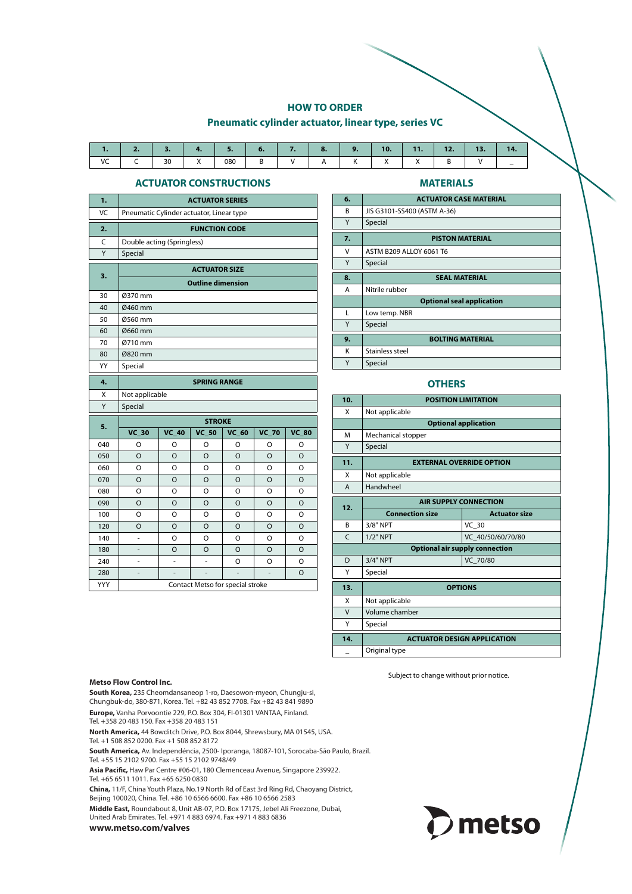## HOW TO ORDER

### Pneumatic cylinder actuator, linear type, series VC

| 1. | 2. | 3. | 4. | 5. | 6. | 7. | 8. | 9. | 10. | 11. | 12. | 13. | 14. |
|---|---|---|---|---|---|---|---|---|---|---|---|---|---|
| VC | C | 30 | X | 080 | B | V | A | K | X | X | B | V | _ |

### ACTUATOR CONSTRUCTIONS

| 1. | ACTUATOR SERIES |
|---|---|
| VC | Pneumatic Cylinder actuator, Linear type |

| 2. | FUNCTION CODE |
|---|---|
| C | Double acting (Springless) |
| Y | Special |

| 3. | ACTUATOR SIZE |
|---|---|
| | Outline dimension |
| 30 | Ø370 mm |
| 40 | Ø460 mm |
| 50 | Ø560 mm |
| 60 | Ø660 mm |
| 70 | Ø710 mm |
| 80 | Ø820 mm |
| YY | Special |

| 4. | SPRING RANGE |
|---|---|
| X | Not applicable |
| Y | Special |

| 5. | STROKE | | | | | |
|---|---|---|---|---|---|---|
| | VC_30 | VC_40 | VC_50 | VC_60 | VC_70 | VC_80 |
| 040 | O | O | O | O | O | O |
| 050 | O | O | O | O | O | O |
| 060 | O | O | O | O | O | O |
| 070 | O | O | O | O | O | O |
| 080 | O | O | O | O | O | O |
| 090 | O | O | O | O | O | O |
| 100 | O | O | O | O | O | O |
| 120 | O | O | O | O | O | O |
| 140 | - | O | O | O | O | O |
| 180 | - | O | O | O | O | O |
| 240 | - | - | - | O | O | O |
| 280 | - | - | - | - | - | O |
| YYY | Contact Metso for special stroke | | | | | |

### MATERIALS

| 6. | ACTUATOR CASE MATERIAL |
|---|---|
| B | JIS G3101-SS400 (ASTM A-36) |
| Y | Special |

| 7. | PISTON MATERIAL |
|---|---|
| V | ASTM B209 ALLOY 6061 T6 |
| Y | Special |

| 8. | SEAL MATERIAL |
|---|---|
| A | Nitrile rubber |
| | Optional seal application |
| L | Low temp. NBR |
| Y | Special |

| 9. | BOLTING MATERIAL |
|---|---|
| K | Stainless steel |
| Y | Special |

### OTHERS

| 10. | POSITION LIMITATION |
|---|---|
| X | Not applicable |
| | Optional application |
| M | Mechanical stopper |
| Y | Special |

| 11. | EXTERNAL OVERRIDE OPTION |
|---|---|
| X | Not applicable |
| A | Handwheel |

| 12. | AIR SUPPLY CONNECTION | |
|---|---|---|
| | Connection size | Actuator size |
| B | 3/8" NPT | VC_30 |
| C | 1/2" NPT | VC_40/50/60/70/80 |
| | Optional air supply connection | |
| D | 3/4" NPT | VC_70/80 |
| Y | Special | |

| 13. | OPTIONS |
|---|---|
| X | Not applicable |
| V | Volume chamber |
| Y | Special |

| 14. | ACTUATOR DESIGN APPLICATION |
|---|---|
| _ | Original type |

Subject to change without prior notice.

**Metso Flow Control Inc.**

**South Korea,** 235 Cheomdansaneop 1-ro, Daesowon-myeon, Chungju-si, Chungbuk-do, 380-871, Korea. Tel. +82 43 852 7708. Fax +82 43 841 9890

**Europe,** Vanha Porvoontie 229, P.O. Box 304, FI-01301 VANTAA, Finland. Tel. +358 20 483 150. Fax +358 20 483 151

**North America,** 44 Bowditch Drive, P.O. Box 8044, Shrewsbury, MA 01545, USA. Tel. +1 508 852 0200. Fax +1 508 852 8172

**South America,** Av. Independência, 2500- Iporanga, 18087-101, Sorocaba-São Paulo, Brazil. Tel. +55 15 2102 9700. Fax +55 15 2102 9748/49

**Asia Pacific,** Haw Par Centre #06-01, 180 Clemenceau Avenue, Singapore 239922. Tel. +65 6511 1011. Fax +65 6250 0830

**China,** 11/F, China Youth Plaza, No.19 North Rd of East 3rd Ring Rd, Chaoyang District, Beijing 100020, China. Tel. +86 10 6566 6600. Fax +86 10 6566 2583

**Middle East,** Roundabout 8, Unit AB-07, P.O. Box 17175, Jebel Ali Freezone, Dubai, United Arab Emirates. Tel. +971 4 883 6974. Fax +971 4 883 6836

**www.metso.com/valves**

metso